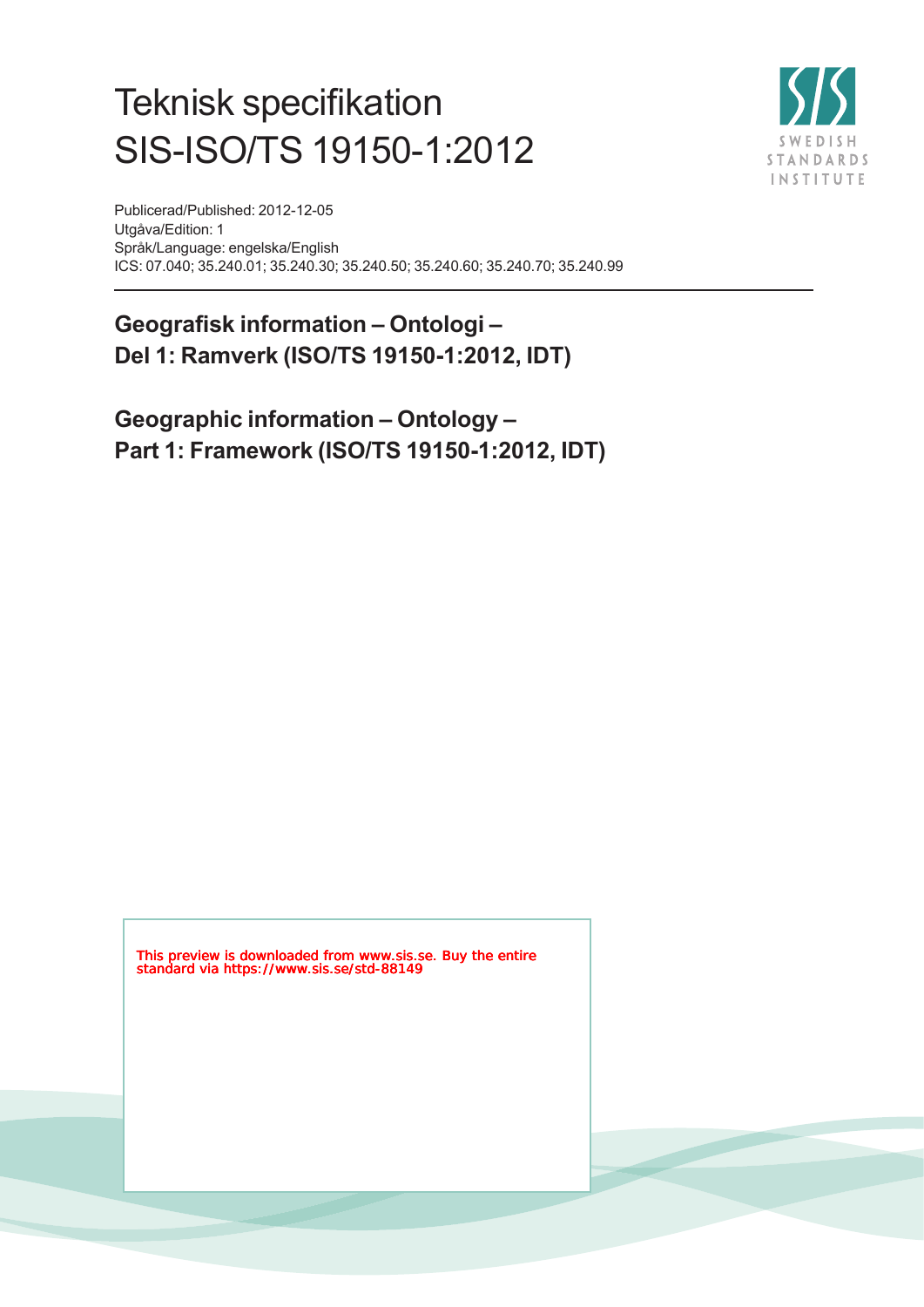# Teknisk specifikation
# SIS-ISO/TS 19150-1:2012

Publicerad/Published: 2012-12-05
Utgåva/Edition: 1
Språk/Language: engelska/English
ICS: 07.040; 35.240.01; 35.240.30; 35.240.50; 35.240.60; 35.240.70; 35.240.99

## Geografisk information – Ontologi –
## Del 1: Ramverk (ISO/TS 19150-1:2012, IDT)

## Geographic information – Ontology –
## Part 1: Framework (ISO/TS 19150-1:2012, IDT)

This preview is downloaded from www.sis.se. Buy the entire standard via https://www.sis.se/std-88149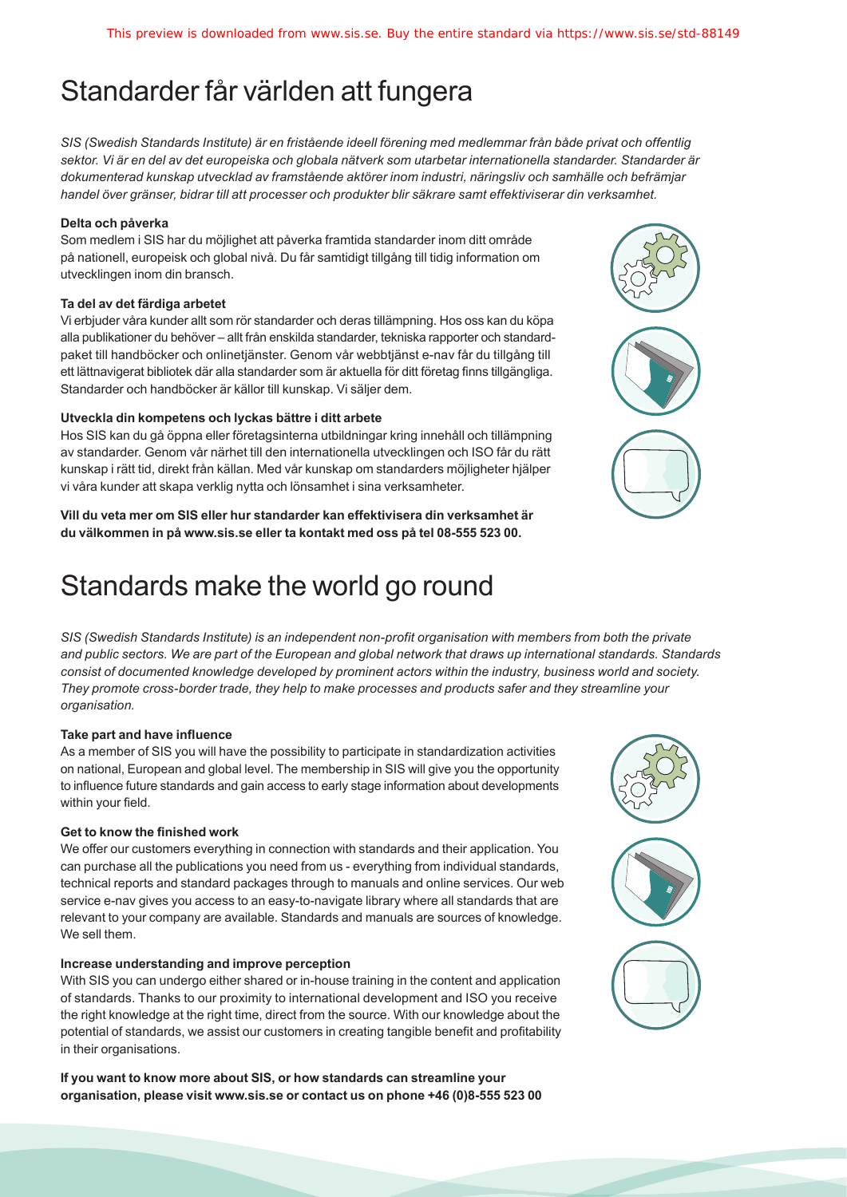# Standarder får världen att fungera

*SIS (Swedish Standards Institute) är en fristående ideell förening med medlemmar från både privat och offentlig sektor. Vi är en del av det europeiska och globala nätverk som utarbetar internationella standarder. Standarder är dokumenterad kunskap utvecklad av framstående aktörer inom industri, näringsliv och samhälle och befrämjar handel över gränser, bidrar till att processer och produkter blir säkrare samt effektiviserar din verksamhet.*

**Delta och påverka**

Som medlem i SIS har du möjlighet att påverka framtida standarder inom ditt område på nationell, europeisk och global nivå. Du får samtidigt tillgång till tidig information om utvecklingen inom din bransch.

**Ta del av det färdiga arbetet**

Vi erbjuder våra kunder allt som rör standarder och deras tillämpning. Hos oss kan du köpa alla publikationer du behöver – allt från enskilda standarder, tekniska rapporter och standardpaket till handböcker och onlinetjänster. Genom vår webbtjänst e-nav får du tillgång till ett lättnavigerat bibliotek där alla standarder som är aktuella för ditt företag finns tillgängliga. Standarder och handböcker är källor till kunskap. Vi säljer dem.

**Utveckla din kompetens och lyckas bättre i ditt arbete**

Hos SIS kan du gå öppna eller företagsinterna utbildningar kring innehåll och tillämpning av standarder. Genom vår närhet till den internationella utvecklingen och ISO får du rätt kunskap i rätt tid, direkt från källan. Med vår kunskap om standarders möjligheter hjälper vi våra kunder att skapa verklig nytta och lönsamhet i sina verksamheter.

**Vill du veta mer om SIS eller hur standarder kan effektivisera din verksamhet är du välkommen in på www.sis.se eller ta kontakt med oss på tel 08-555 523 00.**

# Standards make the world go round

*SIS (Swedish Standards Institute) is an independent non-profit organisation with members from both the private and public sectors. We are part of the European and global network that draws up international standards. Standards consist of documented knowledge developed by prominent actors within the industry, business world and society. They promote cross-border trade, they help to make processes and products safer and they streamline your organisation.*

**Take part and have influence**

As a member of SIS you will have the possibility to participate in standardization activities on national, European and global level. The membership in SIS will give you the opportunity to influence future standards and gain access to early stage information about developments within your field.

**Get to know the finished work**

We offer our customers everything in connection with standards and their application. You can purchase all the publications you need from us - everything from individual standards, technical reports and standard packages through to manuals and online services. Our web service e-nav gives you access to an easy-to-navigate library where all standards that are relevant to your company are available. Standards and manuals are sources of knowledge. We sell them.

**Increase understanding and improve perception**

With SIS you can undergo either shared or in-house training in the content and application of standards. Thanks to our proximity to international development and ISO you receive the right knowledge at the right time, direct from the source. With our knowledge about the potential of standards, we assist our customers in creating tangible benefit and profitability in their organisations.

**If you want to know more about SIS, or how standards can streamline your organisation, please visit www.sis.se or contact us on phone +46 (0)8-555 523 00**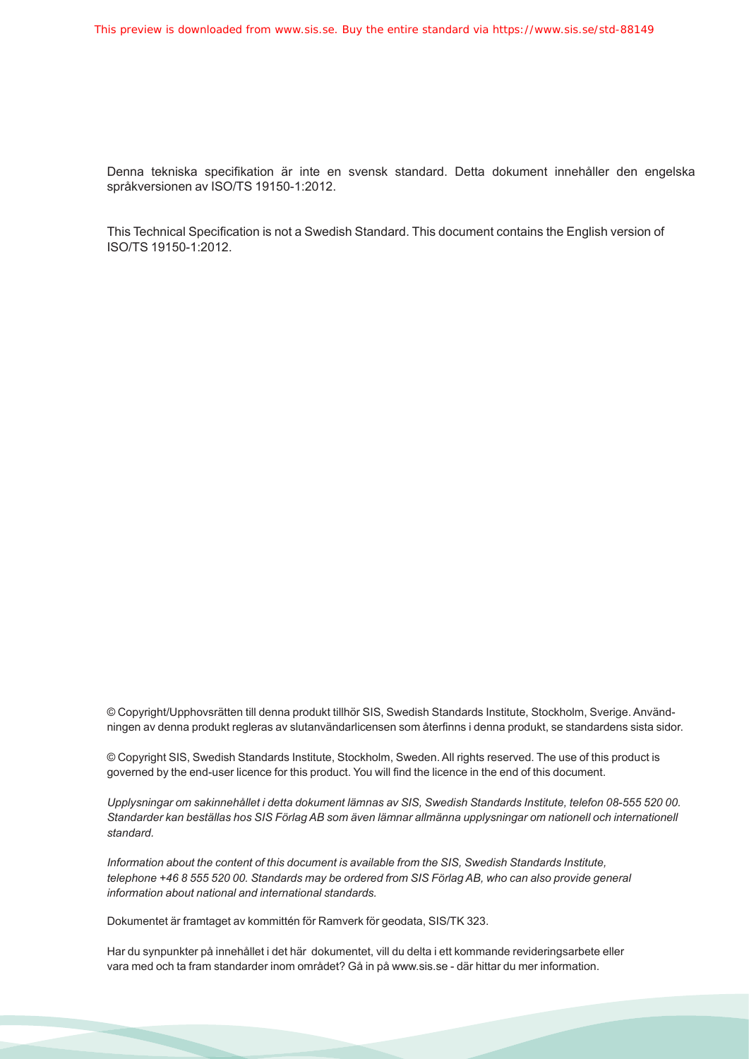Denna tekniska specifikation är inte en svensk standard. Detta dokument innehåller den engelska språkversionen av ISO/TS 19150-1:2012.

This Technical Specification is not a Swedish Standard. This document contains the English version of ISO/TS 19150-1:2012.

© Copyright/Upphovsrätten till denna produkt tillhör SIS, Swedish Standards Institute, Stockholm, Sverige. Användningen av denna produkt regleras av slutanvändarlicensen som återfinns i denna produkt, se standardens sista sidor.

© Copyright SIS, Swedish Standards Institute, Stockholm, Sweden. All rights reserved. The use of this product is governed by the end-user licence for this product. You will find the licence in the end of this document.

*Upplysningar om sakinnehållet i detta dokument lämnas av SIS, Swedish Standards Institute, telefon 08-555 520 00. Standarder kan beställas hos SIS Förlag AB som även lämnar allmänna upplysningar om nationell och internationell standard.*

*Information about the content of this document is available from the SIS, Swedish Standards Institute, telephone +46 8 555 520 00. Standards may be ordered from SIS Förlag AB, who can also provide general information about national and international standards.*

Dokumentet är framtaget av kommittén för Ramverk för geodata, SIS/TK 323.

Har du synpunkter på innehållet i det här dokumentet, vill du delta i ett kommande revideringsarbete eller vara med och ta fram standarder inom området? Gå in på www.sis.se - där hittar du mer information.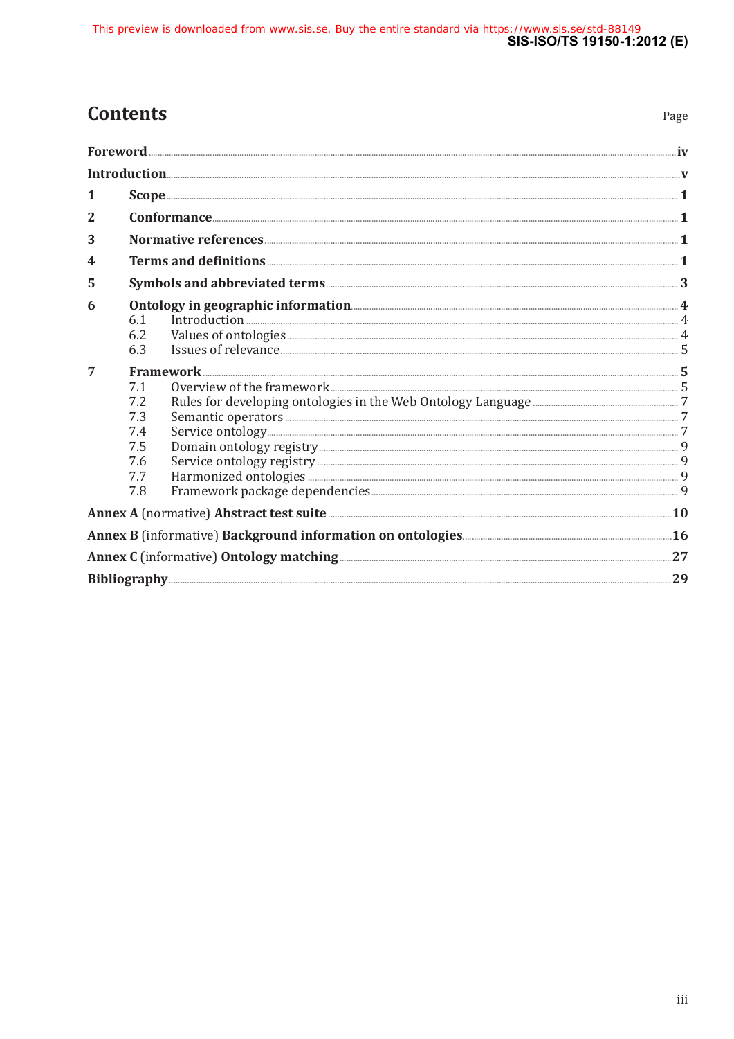# Contents

Page

**Foreword** ..... iv

**Introduction** ..... v

**1 Scope** ..... 1

**2 Conformance** ..... 1

**3 Normative references** ..... 1

**4 Terms and definitions** ..... 1

**5 Symbols and abbreviated terms** ..... 3

**6 Ontology in geographic information** ..... 4
- 6.1 Introduction ..... 4
- 6.2 Values of ontologies ..... 4
- 6.3 Issues of relevance ..... 5

**7 Framework** ..... 5
- 7.1 Overview of the framework ..... 5
- 7.2 Rules for developing ontologies in the Web Ontology Language ..... 7
- 7.3 Semantic operators ..... 7
- 7.4 Service ontology ..... 7
- 7.5 Domain ontology registry ..... 9
- 7.6 Service ontology registry ..... 9
- 7.7 Harmonized ontologies ..... 9
- 7.8 Framework package dependencies ..... 9

**Annex A** (normative) **Abstract test suite** ..... 10

**Annex B** (informative) **Background information on ontologies** ..... 16

**Annex C** (informative) **Ontology matching** ..... 27

**Bibliography** ..... 29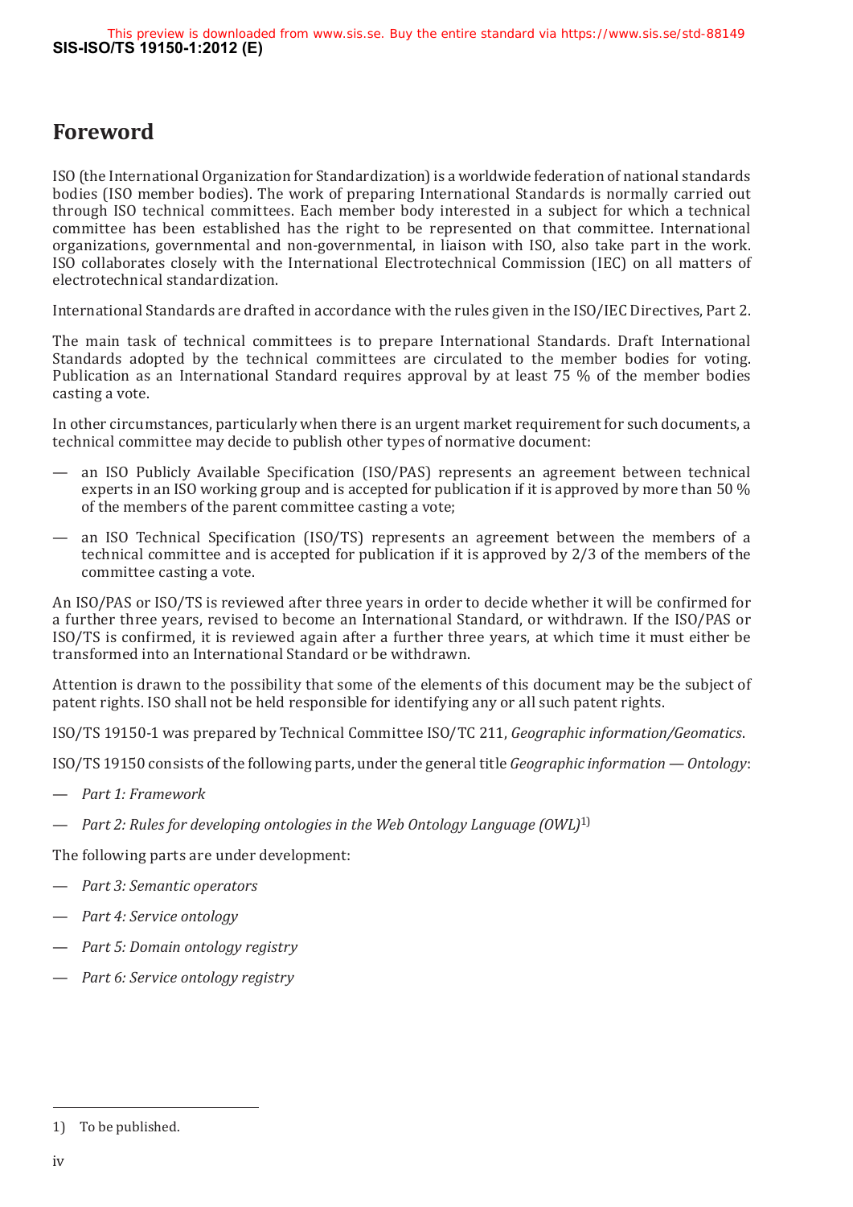# Foreword

ISO (the International Organization for Standardization) is a worldwide federation of national standards bodies (ISO member bodies). The work of preparing International Standards is normally carried out through ISO technical committees. Each member body interested in a subject for which a technical committee has been established has the right to be represented on that committee. International organizations, governmental and non-governmental, in liaison with ISO, also take part in the work. ISO collaborates closely with the International Electrotechnical Commission (IEC) on all matters of electrotechnical standardization.

International Standards are drafted in accordance with the rules given in the ISO/IEC Directives, Part 2.

The main task of technical committees is to prepare International Standards. Draft International Standards adopted by the technical committees are circulated to the member bodies for voting. Publication as an International Standard requires approval by at least 75 % of the member bodies casting a vote.

In other circumstances, particularly when there is an urgent market requirement for such documents, a technical committee may decide to publish other types of normative document:

— an ISO Publicly Available Specification (ISO/PAS) represents an agreement between technical experts in an ISO working group and is accepted for publication if it is approved by more than 50 % of the members of the parent committee casting a vote;

— an ISO Technical Specification (ISO/TS) represents an agreement between the members of a technical committee and is accepted for publication if it is approved by 2/3 of the members of the committee casting a vote.

An ISO/PAS or ISO/TS is reviewed after three years in order to decide whether it will be confirmed for a further three years, revised to become an International Standard, or withdrawn. If the ISO/PAS or ISO/TS is confirmed, it is reviewed again after a further three years, at which time it must either be transformed into an International Standard or be withdrawn.

Attention is drawn to the possibility that some of the elements of this document may be the subject of patent rights. ISO shall not be held responsible for identifying any or all such patent rights.

ISO/TS 19150-1 was prepared by Technical Committee ISO/TC 211, *Geographic information/Geomatics*.

ISO/TS 19150 consists of the following parts, under the general title *Geographic information — Ontology*:

— *Part 1: Framework*

— *Part 2: Rules for developing ontologies in the Web Ontology Language (OWL)*[1)]

The following parts are under development:

— *Part 3: Semantic operators*

— *Part 4: Service ontology*

— *Part 5: Domain ontology registry*

— *Part 6: Service ontology registry*

1) To be published.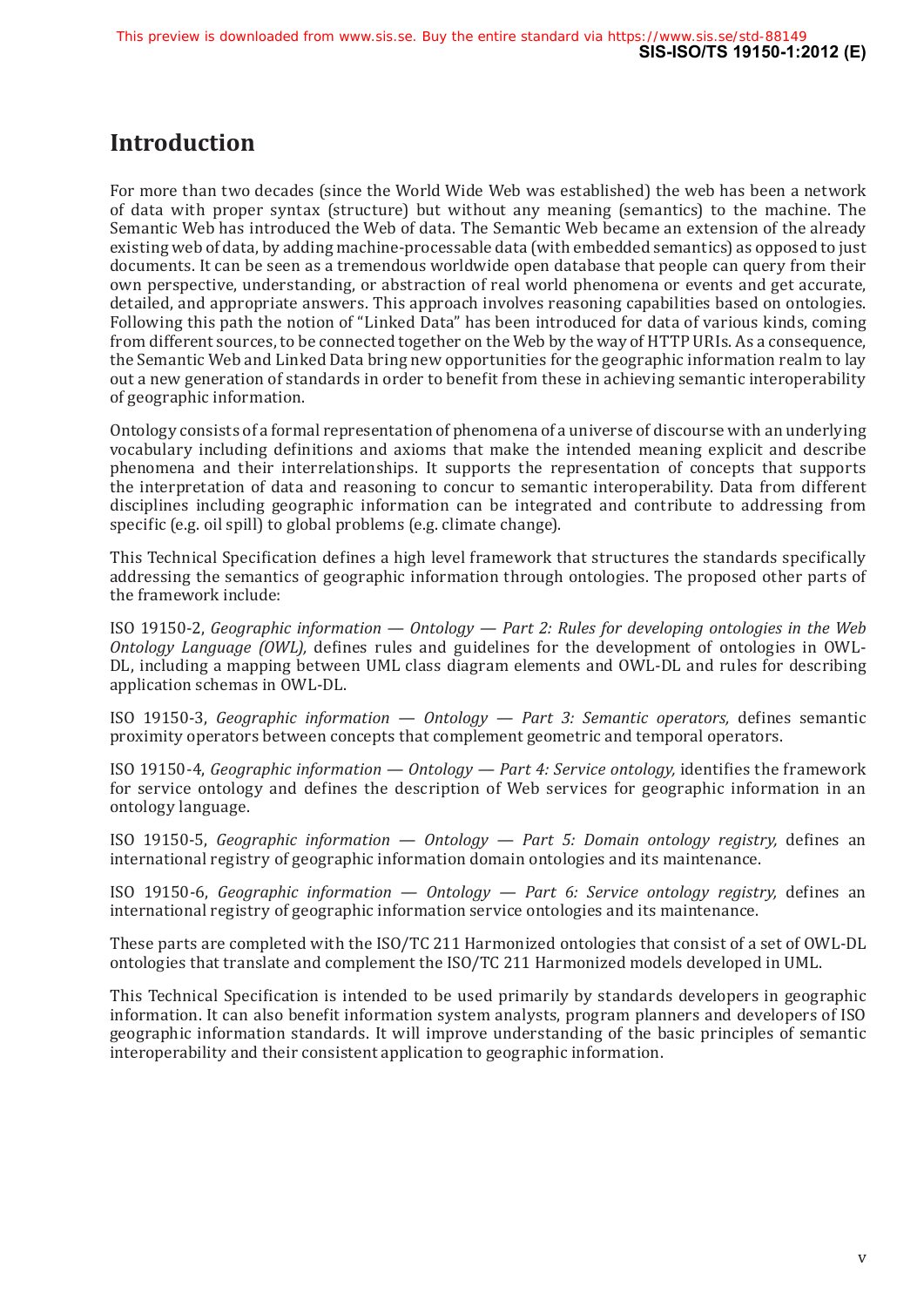# Introduction

For more than two decades (since the World Wide Web was established) the web has been a network of data with proper syntax (structure) but without any meaning (semantics) to the machine. The Semantic Web has introduced the Web of data. The Semantic Web became an extension of the already existing web of data, by adding machine-processable data (with embedded semantics) as opposed to just documents. It can be seen as a tremendous worldwide open database that people can query from their own perspective, understanding, or abstraction of real world phenomena or events and get accurate, detailed, and appropriate answers. This approach involves reasoning capabilities based on ontologies. Following this path the notion of "Linked Data" has been introduced for data of various kinds, coming from different sources, to be connected together on the Web by the way of HTTP URIs. As a consequence, the Semantic Web and Linked Data bring new opportunities for the geographic information realm to lay out a new generation of standards in order to benefit from these in achieving semantic interoperability of geographic information.

Ontology consists of a formal representation of phenomena of a universe of discourse with an underlying vocabulary including definitions and axioms that make the intended meaning explicit and describe phenomena and their interrelationships. It supports the representation of concepts that supports the interpretation of data and reasoning to concur to semantic interoperability. Data from different disciplines including geographic information can be integrated and contribute to addressing from specific (e.g. oil spill) to global problems (e.g. climate change).

This Technical Specification defines a high level framework that structures the standards specifically addressing the semantics of geographic information through ontologies. The proposed other parts of the framework include:

ISO 19150-2, *Geographic information — Ontology — Part 2: Rules for developing ontologies in the Web Ontology Language (OWL),* defines rules and guidelines for the development of ontologies in OWL-DL, including a mapping between UML class diagram elements and OWL-DL and rules for describing application schemas in OWL-DL.

ISO 19150-3, *Geographic information — Ontology — Part 3: Semantic operators,* defines semantic proximity operators between concepts that complement geometric and temporal operators.

ISO 19150-4, *Geographic information — Ontology — Part 4: Service ontology,* identifies the framework for service ontology and defines the description of Web services for geographic information in an ontology language.

ISO 19150-5, *Geographic information — Ontology — Part 5: Domain ontology registry,* defines an international registry of geographic information domain ontologies and its maintenance.

ISO 19150-6, *Geographic information — Ontology — Part 6: Service ontology registry,* defines an international registry of geographic information service ontologies and its maintenance.

These parts are completed with the ISO/TC 211 Harmonized ontologies that consist of a set of OWL-DL ontologies that translate and complement the ISO/TC 211 Harmonized models developed in UML.

This Technical Specification is intended to be used primarily by standards developers in geographic information. It can also benefit information system analysts, program planners and developers of ISO geographic information standards. It will improve understanding of the basic principles of semantic interoperability and their consistent application to geographic information.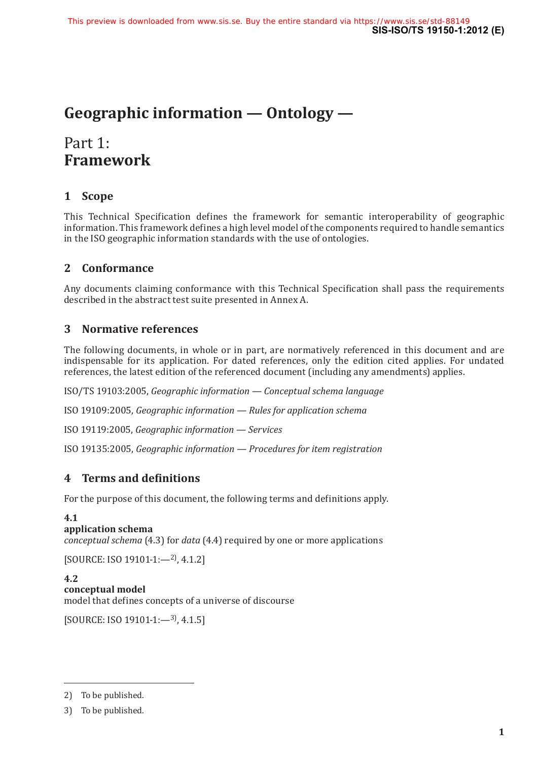# Geographic information — Ontology —

## Part 1:
## **Framework**

## 1 Scope

This Technical Specification defines the framework for semantic interoperability of geographic information. This framework defines a high level model of the components required to handle semantics in the ISO geographic information standards with the use of ontologies.

## 2 Conformance

Any documents claiming conformance with this Technical Specification shall pass the requirements described in the abstract test suite presented in Annex A.

## 3 Normative references

The following documents, in whole or in part, are normatively referenced in this document and are indispensable for its application. For dated references, only the edition cited applies. For undated references, the latest edition of the referenced document (including any amendments) applies.

ISO/TS 19103:2005, *Geographic information — Conceptual schema language*

ISO 19109:2005, *Geographic information — Rules for application schema*

ISO 19119:2005, *Geographic information — Services*

ISO 19135:2005, *Geographic information — Procedures for item registration*

## 4 Terms and definitions

For the purpose of this document, the following terms and definitions apply.

**4.1**
**application schema**
*conceptual schema* (4.3) for *data* (4.4) required by one or more applications

[SOURCE: ISO 19101-1:—[2], 4.1.2]

**4.2**
**conceptual model**
model that defines concepts of a universe of discourse

[SOURCE: ISO 19101-1:—[3], 4.1.5]

---

2) To be published.

3) To be published.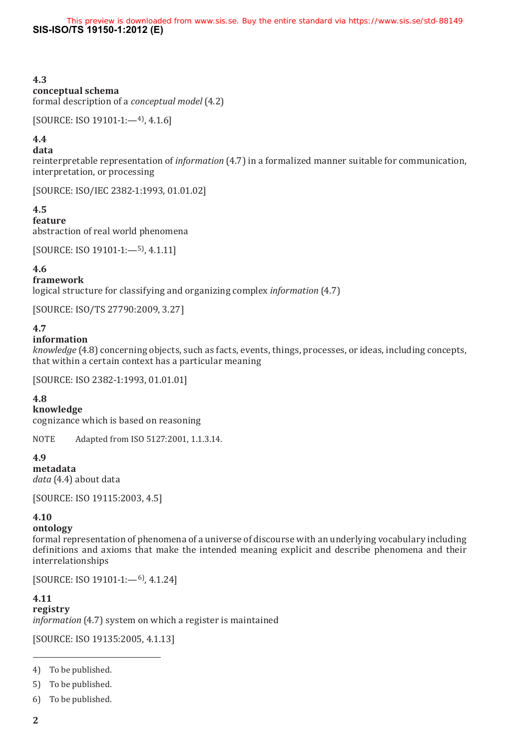**4.3**
**conceptual schema**
formal description of a *conceptual model* (4.2)

[SOURCE: ISO 19101-1:—[4], 4.1.6]

**4.4**
**data**
reinterpretable representation of *information* (4.7) in a formalized manner suitable for communication, interpretation, or processing

[SOURCE: ISO/IEC 2382-1:1993, 01.01.02]

**4.5**
**feature**
abstraction of real world phenomena

[SOURCE: ISO 19101-1:—[5], 4.1.11]

**4.6**
**framework**
logical structure for classifying and organizing complex *information* (4.7)

[SOURCE: ISO/TS 27790:2009, 3.27]

**4.7**
**information**
*knowledge* (4.8) concerning objects, such as facts, events, things, processes, or ideas, including concepts, that within a certain context has a particular meaning

[SOURCE: ISO 2382-1:1993, 01.01.01]

**4.8**
**knowledge**
cognizance which is based on reasoning

NOTE Adapted from ISO 5127:2001, 1.1.3.14.

**4.9**
**metadata**
*data* (4.4) about data

[SOURCE: ISO 19115:2003, 4.5]

**4.10**
**ontology**
formal representation of phenomena of a universe of discourse with an underlying vocabulary including definitions and axioms that make the intended meaning explicit and describe phenomena and their interrelationships

[SOURCE: ISO 19101-1:—[6], 4.1.24]

**4.11**
**registry**
*information* (4.7) system on which a register is maintained

[SOURCE: ISO 19135:2005, 4.1.13]

---

4) To be published.

5) To be published.

6) To be published.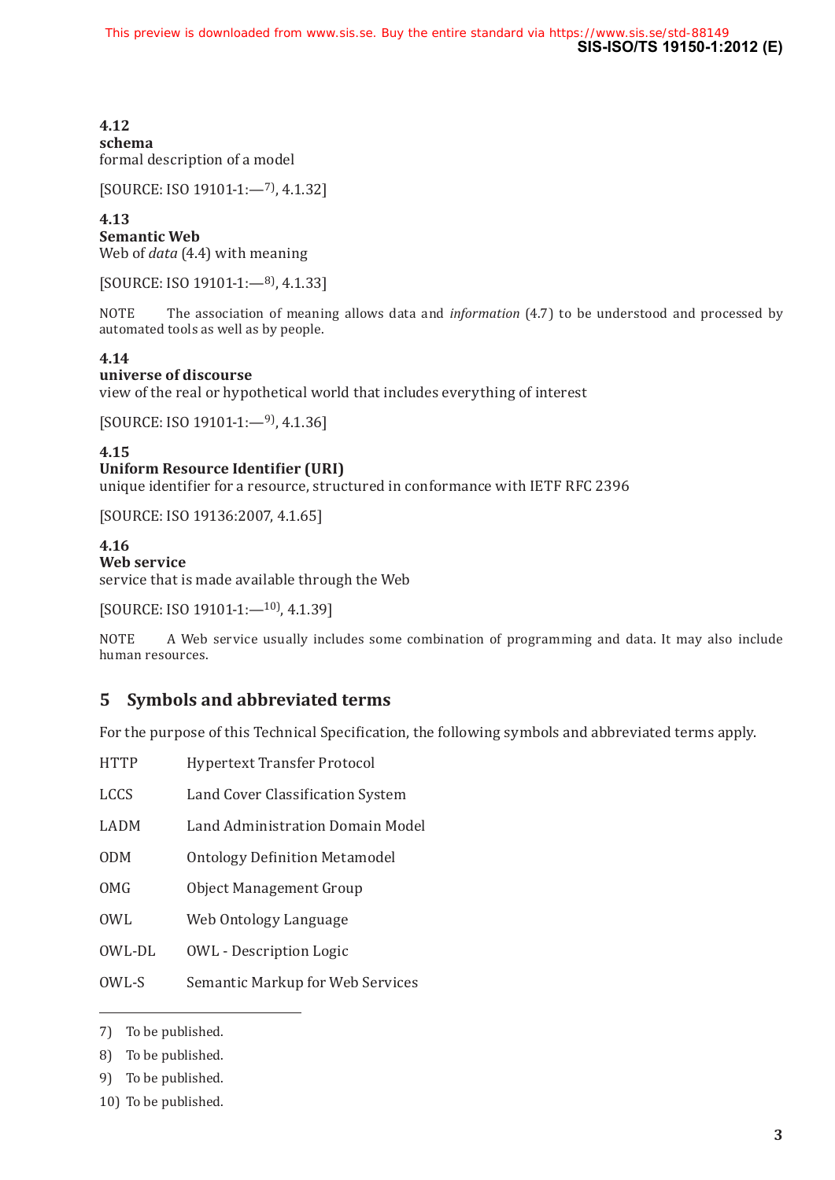**4.12**
**schema**
formal description of a model

[SOURCE: ISO 19101-1:—[7], 4.1.32]

**4.13**
**Semantic Web**
Web of *data* (4.4) with meaning

[SOURCE: ISO 19101-1:—[8], 4.1.33]

NOTE The association of meaning allows data and *information* (4.7) to be understood and processed by automated tools as well as by people.

**4.14**
**universe of discourse**
view of the real or hypothetical world that includes everything of interest

[SOURCE: ISO 19101-1:—[9], 4.1.36]

**4.15**
**Uniform Resource Identifier (URI)**
unique identifier for a resource, structured in conformance with IETF RFC 2396

[SOURCE: ISO 19136:2007, 4.1.65]

**4.16**
**Web service**
service that is made available through the Web

[SOURCE: ISO 19101-1:—[10], 4.1.39]

NOTE A Web service usually includes some combination of programming and data. It may also include human resources.

## 5 Symbols and abbreviated terms

For the purpose of this Technical Specification, the following symbols and abbreviated terms apply.

| | |
|---|---|
| HTTP | Hypertext Transfer Protocol |
| LCCS | Land Cover Classification System |
| LADM | Land Administration Domain Model |
| ODM | Ontology Definition Metamodel |
| OMG | Object Management Group |
| OWL | Web Ontology Language |
| OWL-DL | OWL - Description Logic |
| OWL-S | Semantic Markup for Web Services |

7) To be published.

8) To be published.

9) To be published.

10) To be published.